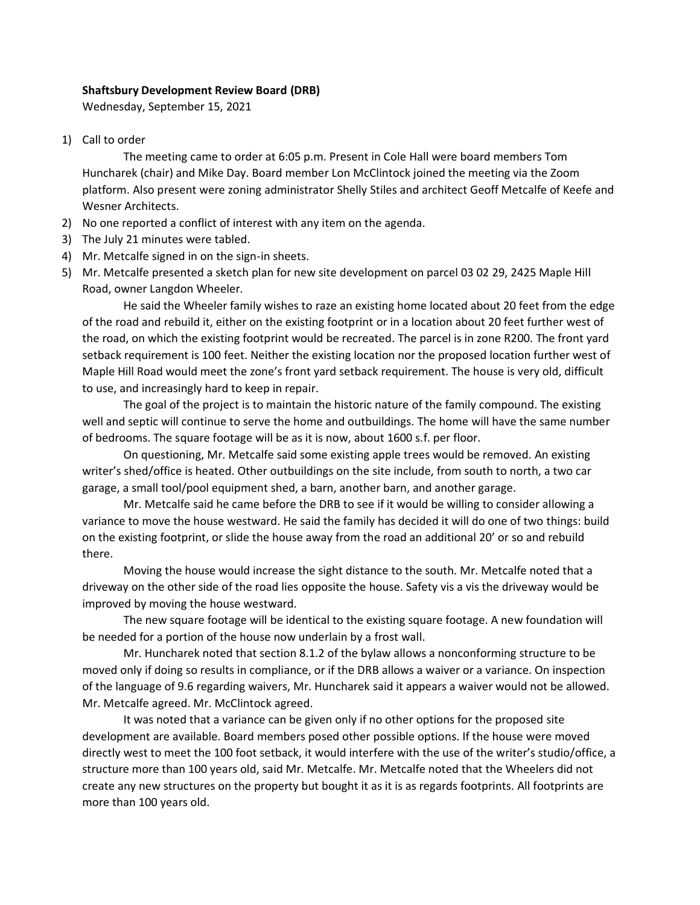**Shaftsbury Development Review Board (DRB)**

Wednesday, September 15, 2021

1) Call to order

    The meeting came to order at 6:05 p.m. Present in Cole Hall were board members Tom Huncharek (chair) and Mike Day. Board member Lon McClintock joined the meeting via the Zoom platform. Also present were zoning administrator Shelly Stiles and architect Geoff Metcalfe of Keefe and Wesner Architects.

2) No one reported a conflict of interest with any item on the agenda.
3) The July 21 minutes were tabled.
4) Mr. Metcalfe signed in on the sign-in sheets.
5) Mr. Metcalfe presented a sketch plan for new site development on parcel 03 02 29, 2425 Maple Hill Road, owner Langdon Wheeler.

    He said the Wheeler family wishes to raze an existing home located about 20 feet from the edge of the road and rebuild it, either on the existing footprint or in a location about 20 feet further west of the road, on which the existing footprint would be recreated. The parcel is in zone R200. The front yard setback requirement is 100 feet. Neither the existing location nor the proposed location further west of Maple Hill Road would meet the zone's front yard setback requirement. The house is very old, difficult to use, and increasingly hard to keep in repair.

    The goal of the project is to maintain the historic nature of the family compound. The existing well and septic will continue to serve the home and outbuildings. The home will have the same number of bedrooms. The square footage will be as it is now, about 1600 s.f. per floor.

    On questioning, Mr. Metcalfe said some existing apple trees would be removed. An existing writer's shed/office is heated. Other outbuildings on the site include, from south to north, a two car garage, a small tool/pool equipment shed, a barn, another barn, and another garage.

    Mr. Metcalfe said he came before the DRB to see if it would be willing to consider allowing a variance to move the house westward. He said the family has decided it will do one of two things: build on the existing footprint, or slide the house away from the road an additional 20' or so and rebuild there.

    Moving the house would increase the sight distance to the south. Mr. Metcalfe noted that a driveway on the other side of the road lies opposite the house. Safety vis a vis the driveway would be improved by moving the house westward.

    The new square footage will be identical to the existing square footage. A new foundation will be needed for a portion of the house now underlain by a frost wall.

    Mr. Huncharek noted that section 8.1.2 of the bylaw allows a nonconforming structure to be moved only if doing so results in compliance, or if the DRB allows a waiver or a variance. On inspection of the language of 9.6 regarding waivers, Mr. Huncharek said it appears a waiver would not be allowed. Mr. Metcalfe agreed. Mr. McClintock agreed.

    It was noted that a variance can be given only if no other options for the proposed site development are available. Board members posed other possible options. If the house were moved directly west to meet the 100 foot setback, it would interfere with the use of the writer's studio/office, a structure more than 100 years old, said Mr. Metcalfe. Mr. Metcalfe noted that the Wheelers did not create any new structures on the property but bought it as it is as regards footprints. All footprints are more than 100 years old.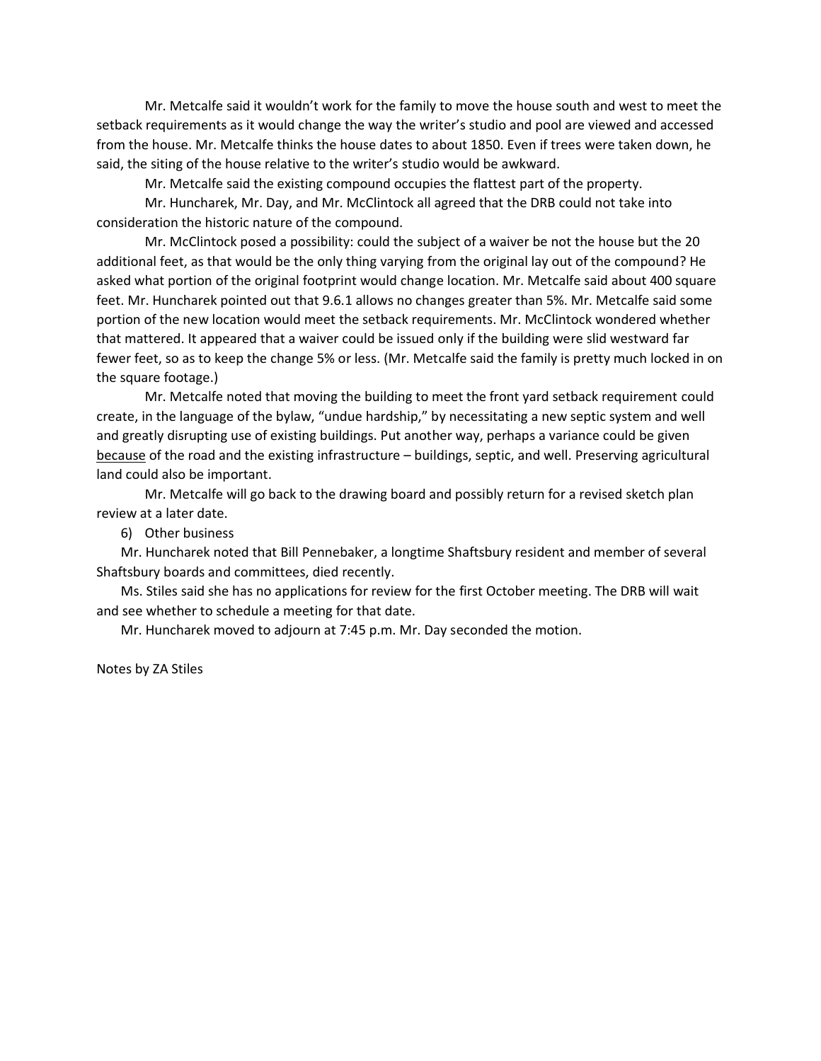Mr. Metcalfe said it wouldn't work for the family to move the house south and west to meet the setback requirements as it would change the way the writer's studio and pool are viewed and accessed from the house. Mr. Metcalfe thinks the house dates to about 1850. Even if trees were taken down, he said, the siting of the house relative to the writer's studio would be awkward.

Mr. Metcalfe said the existing compound occupies the flattest part of the property.

Mr. Huncharek, Mr. Day, and Mr. McClintock all agreed that the DRB could not take into consideration the historic nature of the compound.

Mr. McClintock posed a possibility: could the subject of a waiver be not the house but the 20 additional feet, as that would be the only thing varying from the original lay out of the compound? He asked what portion of the original footprint would change location. Mr. Metcalfe said about 400 square feet. Mr. Huncharek pointed out that 9.6.1 allows no changes greater than 5%. Mr. Metcalfe said some portion of the new location would meet the setback requirements. Mr. McClintock wondered whether that mattered. It appeared that a waiver could be issued only if the building were slid westward far fewer feet, so as to keep the change 5% or less. (Mr. Metcalfe said the family is pretty much locked in on the square footage.)

Mr. Metcalfe noted that moving the building to meet the front yard setback requirement could create, in the language of the bylaw, "undue hardship," by necessitating a new septic system and well and greatly disrupting use of existing buildings. Put another way, perhaps a variance could be given <u>because</u> of the road and the existing infrastructure – buildings, septic, and well. Preserving agricultural land could also be important.

Mr. Metcalfe will go back to the drawing board and possibly return for a revised sketch plan review at a later date.

6) Other business

Mr. Huncharek noted that Bill Pennebaker, a longtime Shaftsbury resident and member of several Shaftsbury boards and committees, died recently.

Ms. Stiles said she has no applications for review for the first October meeting. The DRB will wait and see whether to schedule a meeting for that date.

Mr. Huncharek moved to adjourn at 7:45 p.m. Mr. Day seconded the motion.

Notes by ZA Stiles